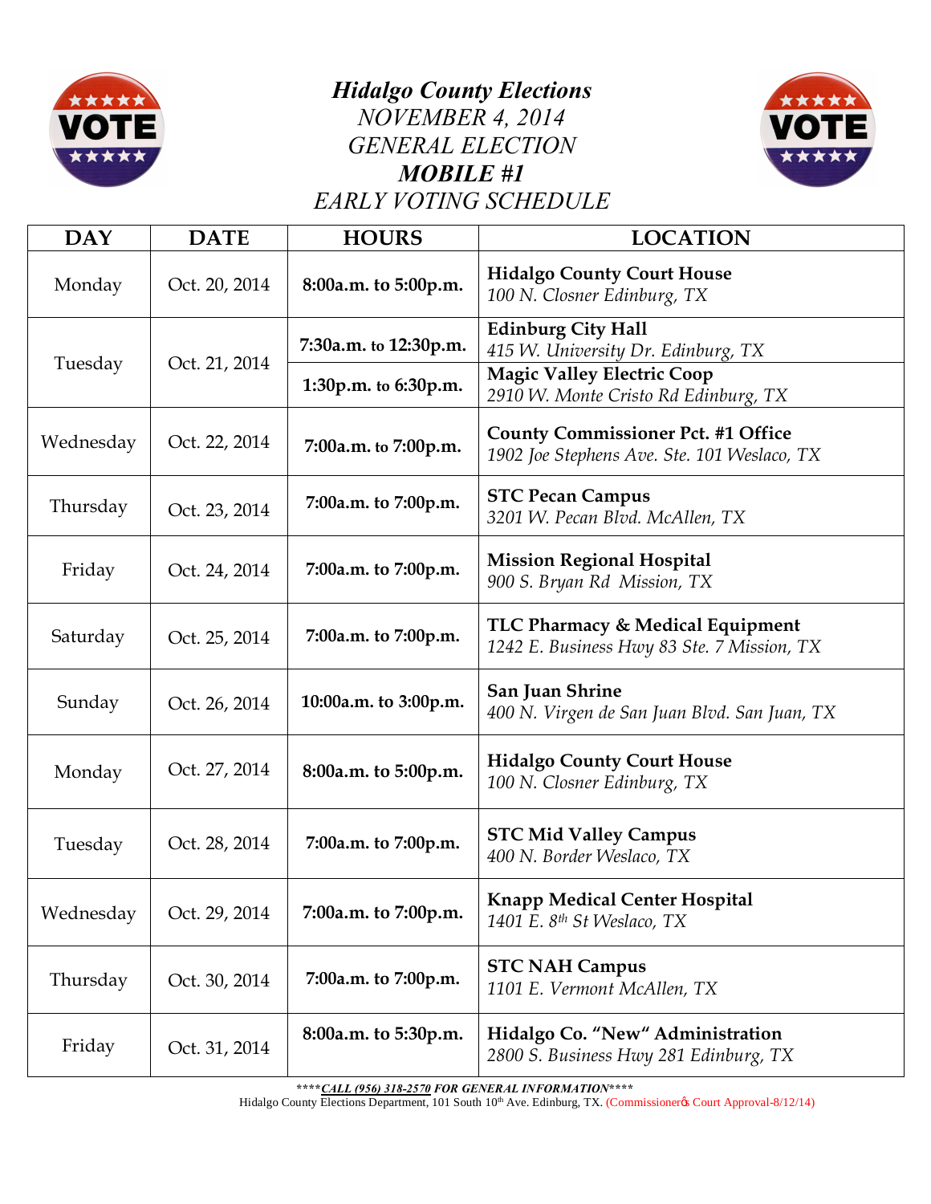# *Hidalgo County Elections*

*NOVEMBER 4, 2014*
*GENERAL ELECTION*
***MOBILE #1***
*EARLY VOTING SCHEDULE*

| DAY | DATE | HOURS | LOCATION |
|---|---|---|---|
| Monday | Oct. 20, 2014 | **8:00a.m. to 5:00p.m.** | **Hidalgo County Court House**<br>*100 N. Closner Edinburg, TX* |
| Tuesday | Oct. 21, 2014 | **7:30a.m. to 12:30p.m.** | **Edinburg City Hall**<br>*415 W. University Dr. Edinburg, TX* |
| | | **1:30p.m. to 6:30p.m.** | **Magic Valley Electric Coop**<br>*2910 W. Monte Cristo Rd Edinburg, TX* |
| Wednesday | Oct. 22, 2014 | **7:00a.m. to 7:00p.m.** | **County Commissioner Pct. #1 Office**<br>*1902 Joe Stephens Ave. Ste. 101 Weslaco, TX* |
| Thursday | Oct. 23, 2014 | **7:00a.m. to 7:00p.m.** | **STC Pecan Campus**<br>*3201 W. Pecan Blvd. McAllen, TX* |
| Friday | Oct. 24, 2014 | **7:00a.m. to 7:00p.m.** | **Mission Regional Hospital**<br>*900 S. Bryan Rd Mission, TX* |
| Saturday | Oct. 25, 2014 | **7:00a.m. to 7:00p.m.** | **TLC Pharmacy & Medical Equipment**<br>*1242 E. Business Hwy 83 Ste. 7 Mission, TX* |
| Sunday | Oct. 26, 2014 | **10:00a.m. to 3:00p.m.** | **San Juan Shrine**<br>*400 N. Virgen de San Juan Blvd. San Juan, TX* |
| Monday | Oct. 27, 2014 | **8:00a.m. to 5:00p.m.** | **Hidalgo County Court House**<br>*100 N. Closner Edinburg, TX* |
| Tuesday | Oct. 28, 2014 | **7:00a.m. to 7:00p.m.** | **STC Mid Valley Campus**<br>*400 N. Border Weslaco, TX* |
| Wednesday | Oct. 29, 2014 | **7:00a.m. to 7:00p.m.** | **Knapp Medical Center Hospital**<br>*1401 E. 8th St Weslaco, TX* |
| Thursday | Oct. 30, 2014 | **7:00a.m. to 7:00p.m.** | **STC NAH Campus**<br>*1101 E. Vermont McAllen, TX* |
| Friday | Oct. 31, 2014 | **8:00a.m. to 5:30p.m.** | **Hidalgo Co. "New" Administration**<br>*2800 S. Business Hwy 281 Edinburg, TX* |

***\*\*\*\*CALL (956) 318-2570 FOR GENERAL INFORMATION\*\*\*\****

Hidalgo County Elections Department, 101 South 10th Ave. Edinburg, TX. (Commissioner's Court Approval-8/12/14)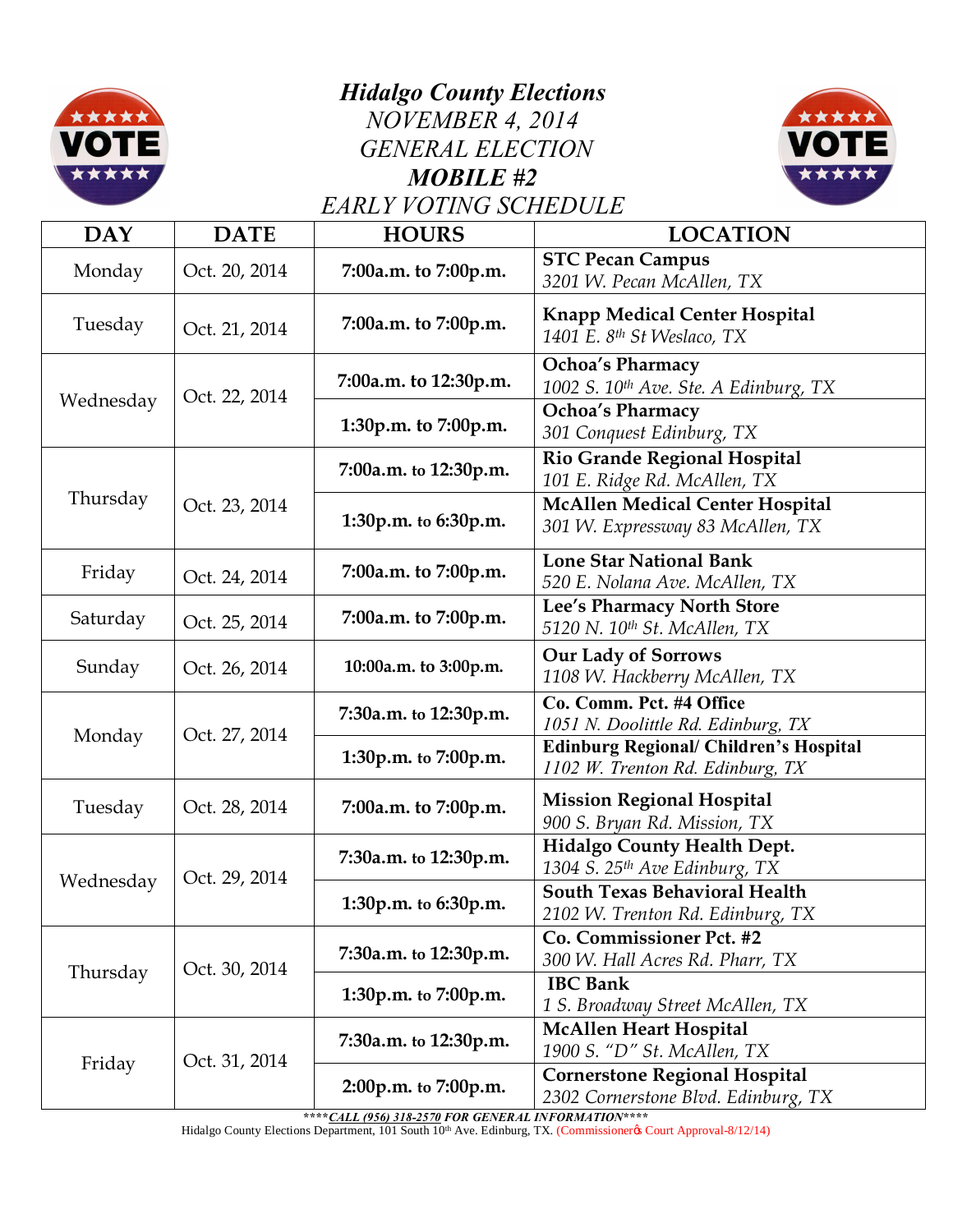# *Hidalgo County Elections*

*NOVEMBER 4, 2014*

*GENERAL ELECTION*

***MOBILE #2***

*EARLY VOTING SCHEDULE*

| DAY | DATE | HOURS | LOCATION |
|---|---|---|---|
| Monday | Oct. 20, 2014 | **7:00a.m. to 7:00p.m.** | **STC Pecan Campus** *3201 W. Pecan McAllen, TX* |
| Tuesday | Oct. 21, 2014 | **7:00a.m. to 7:00p.m.** | **Knapp Medical Center Hospital** *1401 E. 8th St Weslaco, TX* |
| Wednesday | Oct. 22, 2014 | **7:00a.m. to 12:30p.m.** | **Ochoa's Pharmacy** *1002 S. 10th Ave. Ste. A Edinburg, TX* |
| | | **1:30p.m. to 7:00p.m.** | **Ochoa's Pharmacy** *301 Conquest Edinburg, TX* |
| Thursday | Oct. 23, 2014 | **7:00a.m. to 12:30p.m.** | **Rio Grande Regional Hospital** *101 E. Ridge Rd. McAllen, TX* |
| | | **1:30p.m. to 6:30p.m.** | **McAllen Medical Center Hospital** *301 W. Expressway 83 McAllen, TX* |
| Friday | Oct. 24, 2014 | **7:00a.m. to 7:00p.m.** | **Lone Star National Bank** *520 E. Nolana Ave. McAllen, TX* |
| Saturday | Oct. 25, 2014 | **7:00a.m. to 7:00p.m.** | **Lee's Pharmacy North Store** *5120 N. 10th St. McAllen, TX* |
| Sunday | Oct. 26, 2014 | **10:00a.m. to 3:00p.m.** | **Our Lady of Sorrows** *1108 W. Hackberry McAllen, TX* |
| Monday | Oct. 27, 2014 | **7:30a.m. to 12:30p.m.** | **Co. Comm. Pct. #4 Office** *1051 N. Doolittle Rd. Edinburg, TX* |
| | | **1:30p.m. to 7:00p.m.** | **Edinburg Regional/ Children's Hospital** *1102 W. Trenton Rd. Edinburg, TX* |
| Tuesday | Oct. 28, 2014 | **7:00a.m. to 7:00p.m.** | **Mission Regional Hospital** *900 S. Bryan Rd. Mission, TX* |
| Wednesday | Oct. 29, 2014 | **7:30a.m. to 12:30p.m.** | **Hidalgo County Health Dept.** *1304 S. 25th Ave Edinburg, TX* |
| | | **1:30p.m. to 6:30p.m.** | **South Texas Behavioral Health** *2102 W. Trenton Rd. Edinburg, TX* |
| Thursday | Oct. 30, 2014 | **7:30a.m. to 12:30p.m.** | **Co. Commissioner Pct. #2** *300 W. Hall Acres Rd. Pharr, TX* |
| | | **1:30p.m. to 7:00p.m.** | **IBC Bank** *1 S. Broadway Street McAllen, TX* |
| Friday | Oct. 31, 2014 | **7:30a.m. to 12:30p.m.** | **McAllen Heart Hospital** *1900 S. "D" St. McAllen, TX* |
| | | **2:00p.m. to 7:00p.m.** | **Cornerstone Regional Hospital** *2302 Cornerstone Blvd. Edinburg, TX* |

***\*\*\*\*CALL (956) 318-2570 FOR GENERAL INFORMATION\*\*\*\****

Hidalgo County Elections Department, 101 South 10th Ave. Edinburg, TX. (Commissionerøs Court Approval-8/12/14)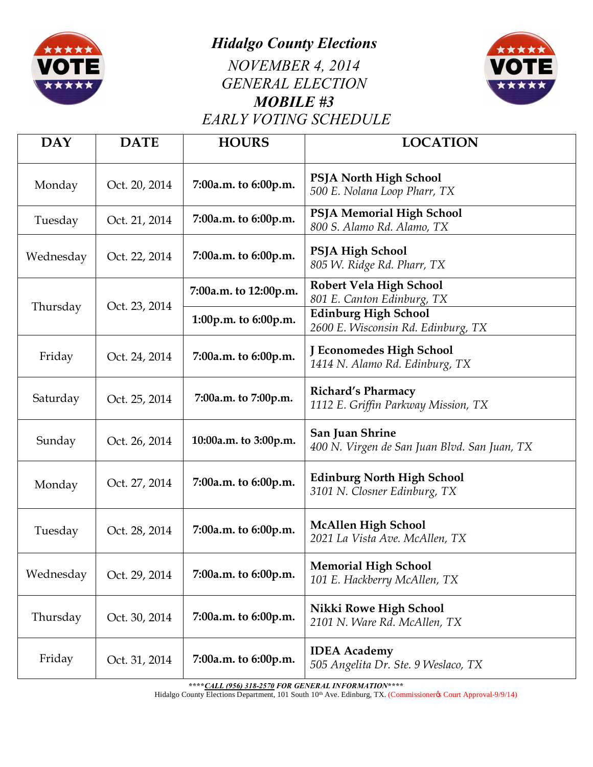# *Hidalgo County Elections*

*NOVEMBER 4, 2014*
*GENERAL ELECTION*
***MOBILE #3***
*EARLY VOTING SCHEDULE*

| DAY | DATE | HOURS | LOCATION |
|---|---|---|---|
| Monday | Oct. 20, 2014 | **7:00a.m. to 6:00p.m.** | **PSJA North High School**<br>*500 E. Nolana Loop Pharr, TX* |
| Tuesday | Oct. 21, 2014 | **7:00a.m. to 6:00p.m.** | **PSJA Memorial High School**<br>*800 S. Alamo Rd. Alamo, TX* |
| Wednesday | Oct. 22, 2014 | **7:00a.m. to 6:00p.m.** | **PSJA High School**<br>*805 W. Ridge Rd. Pharr, TX* |
| Thursday | Oct. 23, 2014 | **7:00a.m. to 12:00p.m.** | **Robert Vela High School**<br>*801 E. Canton Edinburg, TX* |
| | | **1:00p.m. to 6:00p.m.** | **Edinburg High School**<br>*2600 E. Wisconsin Rd. Edinburg, TX* |
| Friday | Oct. 24, 2014 | **7:00a.m. to 6:00p.m.** | **J Economedes High School**<br>*1414 N. Alamo Rd. Edinburg, TX* |
| Saturday | Oct. 25, 2014 | **7:00a.m. to 7:00p.m.** | **Richard's Pharmacy**<br>*1112 E. Griffin Parkway Mission, TX* |
| Sunday | Oct. 26, 2014 | **10:00a.m. to 3:00p.m.** | **San Juan Shrine**<br>*400 N. Virgen de San Juan Blvd. San Juan, TX* |
| Monday | Oct. 27, 2014 | **7:00a.m. to 6:00p.m.** | **Edinburg North High School**<br>*3101 N. Closner Edinburg, TX* |
| Tuesday | Oct. 28, 2014 | **7:00a.m. to 6:00p.m.** | **McAllen High School**<br>*2021 La Vista Ave. McAllen, TX* |
| Wednesday | Oct. 29, 2014 | **7:00a.m. to 6:00p.m.** | **Memorial High School**<br>*101 E. Hackberry McAllen, TX* |
| Thursday | Oct. 30, 2014 | **7:00a.m. to 6:00p.m.** | **Nikki Rowe High School**<br>*2101 N. Ware Rd. McAllen, TX* |
| Friday | Oct. 31, 2014 | **7:00a.m. to 6:00p.m.** | **IDEA Academy**<br>*505 Angelita Dr. Ste. 9 Weslaco, TX* |

***\*\*\*\*CALL (956) 318-2570 FOR GENERAL INFORMATION\*\*\*\****

Hidalgo County Elections Department, 101 South 10th Ave. Edinburg, TX. (Commissioner's Court Approval-9/9/14)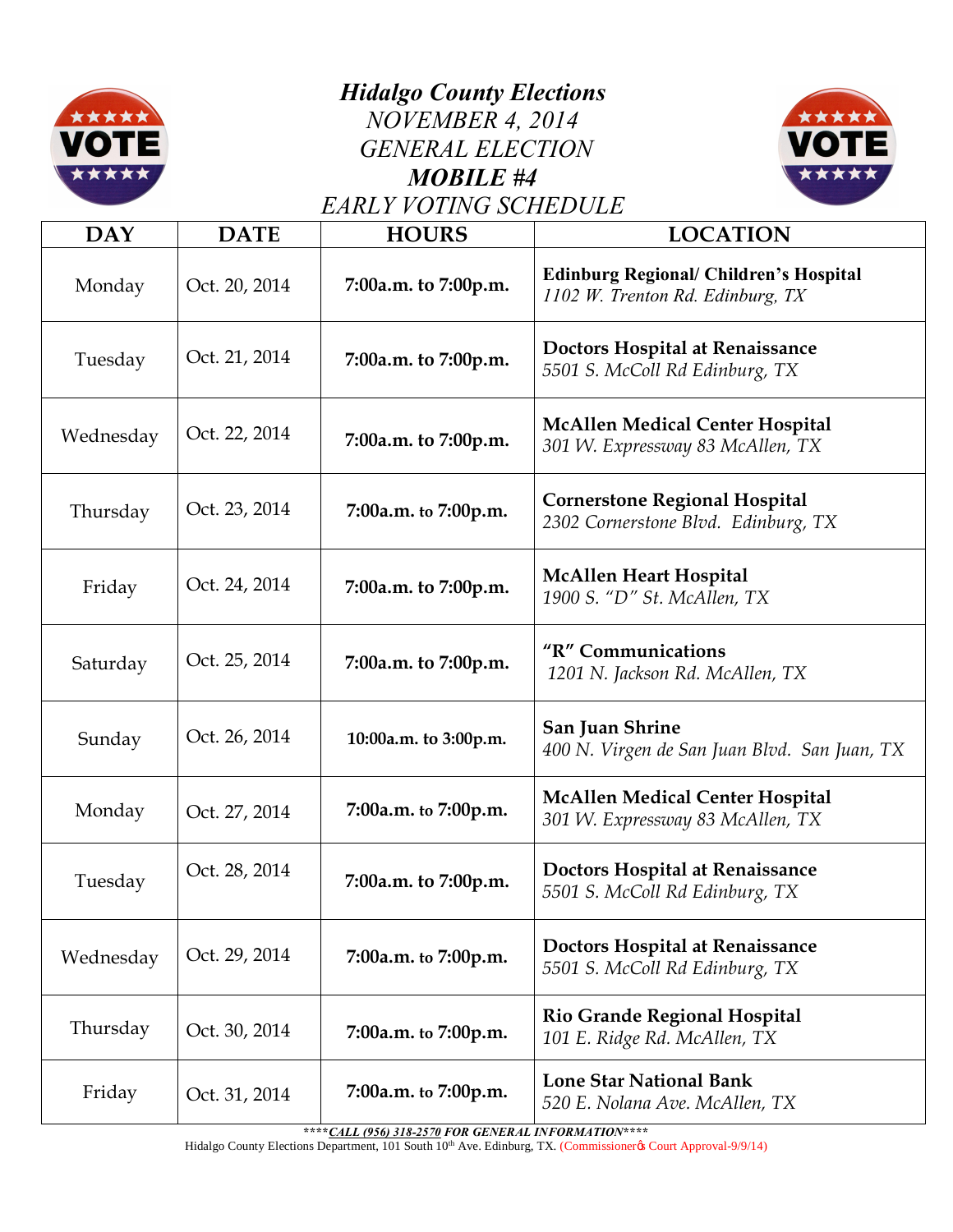# *Hidalgo County Elections*

*NOVEMBER 4, 2014*

*GENERAL ELECTION*

***MOBILE #4***

*EARLY VOTING SCHEDULE*

| DAY | DATE | HOURS | LOCATION |
|---|---|---|---|
| Monday | Oct. 20, 2014 | **7:00a.m. to 7:00p.m.** | **Edinburg Regional/ Children's Hospital** *1102 W. Trenton Rd. Edinburg, TX* |
| Tuesday | Oct. 21, 2014 | **7:00a.m. to 7:00p.m.** | **Doctors Hospital at Renaissance** *5501 S. McColl Rd Edinburg, TX* |
| Wednesday | Oct. 22, 2014 | **7:00a.m. to 7:00p.m.** | **McAllen Medical Center Hospital** *301 W. Expressway 83 McAllen, TX* |
| Thursday | Oct. 23, 2014 | **7:00a.m. to 7:00p.m.** | **Cornerstone Regional Hospital** *2302 Cornerstone Blvd. Edinburg, TX* |
| Friday | Oct. 24, 2014 | **7:00a.m. to 7:00p.m.** | **McAllen Heart Hospital** *1900 S. "D" St. McAllen, TX* |
| Saturday | Oct. 25, 2014 | **7:00a.m. to 7:00p.m.** | **"R" Communications** *1201 N. Jackson Rd. McAllen, TX* |
| Sunday | Oct. 26, 2014 | **10:00a.m. to 3:00p.m.** | **San Juan Shrine** *400 N. Virgen de San Juan Blvd. San Juan, TX* |
| Monday | Oct. 27, 2014 | **7:00a.m. to 7:00p.m.** | **McAllen Medical Center Hospital** *301 W. Expressway 83 McAllen, TX* |
| Tuesday | Oct. 28, 2014 | **7:00a.m. to 7:00p.m.** | **Doctors Hospital at Renaissance** *5501 S. McColl Rd Edinburg, TX* |
| Wednesday | Oct. 29, 2014 | **7:00a.m. to 7:00p.m.** | **Doctors Hospital at Renaissance** *5501 S. McColl Rd Edinburg, TX* |
| Thursday | Oct. 30, 2014 | **7:00a.m. to 7:00p.m.** | **Rio Grande Regional Hospital** *101 E. Ridge Rd. McAllen, TX* |
| Friday | Oct. 31, 2014 | **7:00a.m. to 7:00p.m.** | **Lone Star National Bank** *520 E. Nolana Ave. McAllen, TX* |

****CALL (956) 318-2570 FOR GENERAL INFORMATION****

Hidalgo County Elections Department, 101 South 10th Ave. Edinburg, TX. (Commissioner�s Court Approval-9/9/14)